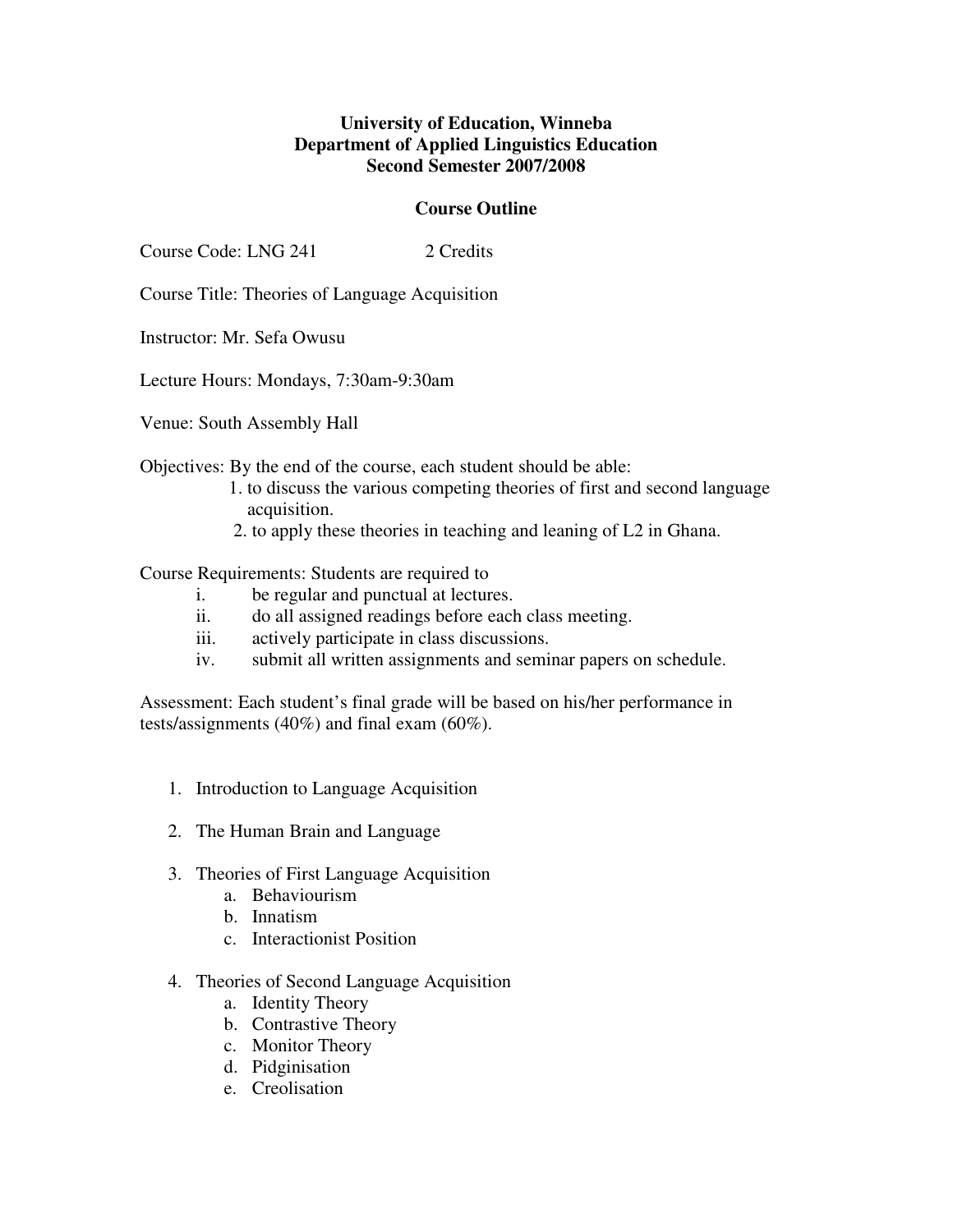**University of Education, Winneba**
**Department of Applied Linguistics Education**
**Second Semester 2007/2008**

**Course Outline**

Course Code: LNG 241 2 Credits

Course Title: Theories of Language Acquisition

Instructor: Mr. Sefa Owusu

Lecture Hours: Mondays, 7:30am-9:30am

Venue: South Assembly Hall

Objectives: By the end of the course, each student should be able:

1. to discuss the various competing theories of first and second language acquisition.
2. to apply these theories in teaching and leaning of L2 in Ghana.

Course Requirements: Students are required to

- i. be regular and punctual at lectures.
- ii. do all assigned readings before each class meeting.
- iii. actively participate in class discussions.
- iv. submit all written assignments and seminar papers on schedule.

Assessment: Each student's final grade will be based on his/her performance in tests/assignments (40%) and final exam (60%).

1. Introduction to Language Acquisition

2. The Human Brain and Language

3. Theories of First Language Acquisition
   a. Behaviourism
   b. Innatism
   c. Interactionist Position

4. Theories of Second Language Acquisition
   a. Identity Theory
   b. Contrastive Theory
   c. Monitor Theory
   d. Pidginisation
   e. Creolisation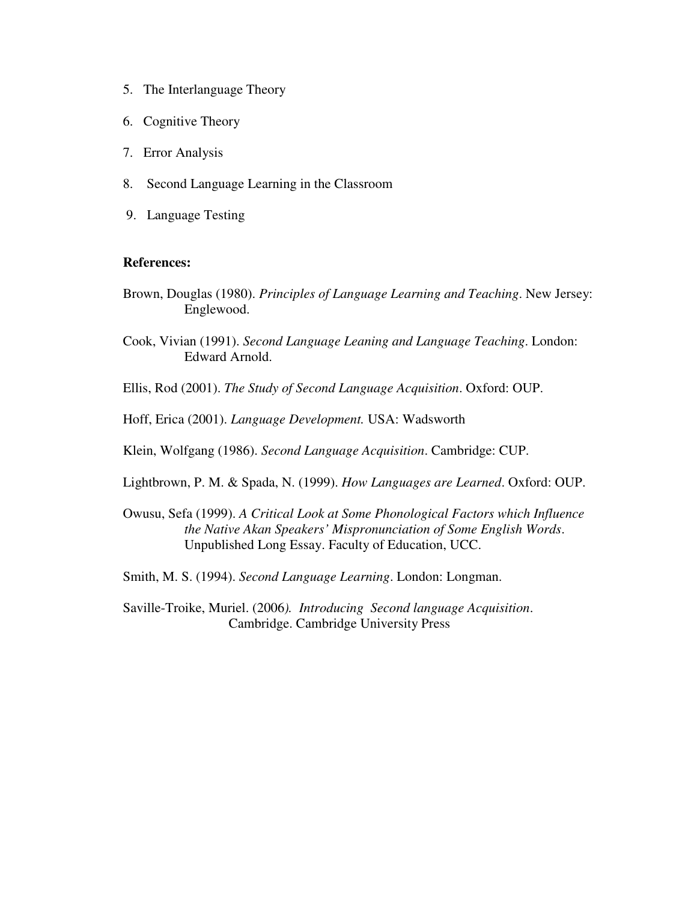5. The Interlanguage Theory
6. Cognitive Theory
7. Error Analysis
8. Second Language Learning in the Classroom
9. Language Testing

**References:**

Brown, Douglas (1980). *Principles of Language Learning and Teaching*. New Jersey: Englewood.

Cook, Vivian (1991). *Second Language Leaning and Language Teaching*. London: Edward Arnold.

Ellis, Rod (2001). *The Study of Second Language Acquisition*. Oxford: OUP.

Hoff, Erica (2001). *Language Development.* USA: Wadsworth

Klein, Wolfgang (1986). *Second Language Acquisition*. Cambridge: CUP.

Lightbrown, P. M. & Spada, N. (1999). *How Languages are Learned*. Oxford: OUP.

Owusu, Sefa (1999). *A Critical Look at Some Phonological Factors which Influence the Native Akan Speakers' Mispronunciation of Some English Words*. Unpublished Long Essay. Faculty of Education, UCC.

Smith, M. S. (1994). *Second Language Learning*. London: Longman.

Saville-Troike, Muriel. (2006*). Introducing Second language Acquisition*. Cambridge. Cambridge University Press